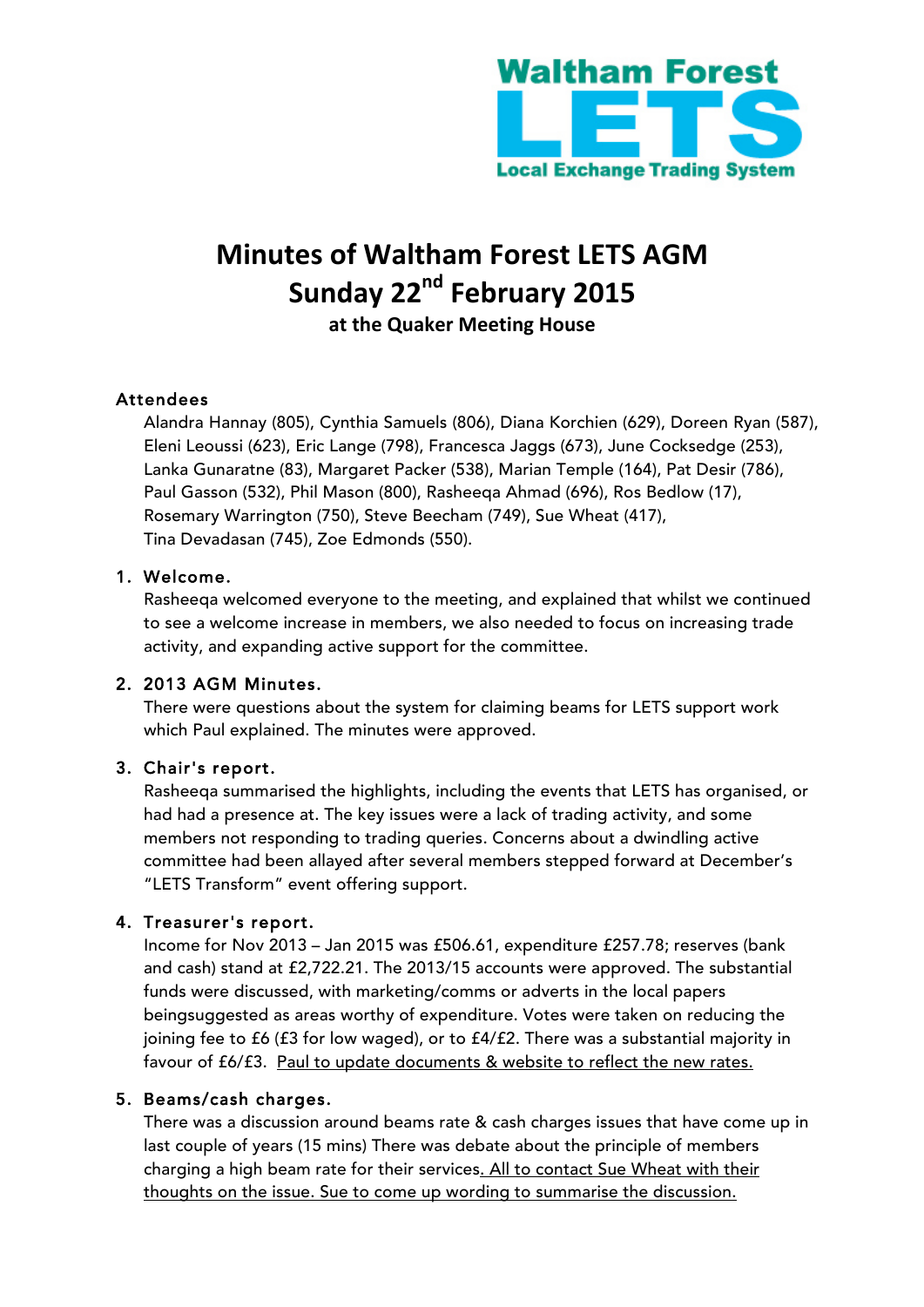Waltham Forest LETS Local Exchange Trading System

# Minutes of Waltham Forest LETS AGM Sunday 22nd February 2015

### at the Quaker Meeting House

### Attendees

Alandra Hannay (805), Cynthia Samuels (806), Diana Korchien (629), Doreen Ryan (587), Eleni Leoussi (623), Eric Lange (798), Francesca Jaggs (673), June Cocksedge (253), Lanka Gunaratne (83), Margaret Packer (538), Marian Temple (164), Pat Desir (786), Paul Gasson (532), Phil Mason (800), Rasheeqa Ahmad (696), Ros Bedlow (17), Rosemary Warrington (750), Steve Beecham (749), Sue Wheat (417), Tina Devadasan (745), Zoe Edmonds (550).

### 1. Welcome.

Rasheeqa welcomed everyone to the meeting, and explained that whilst we continued to see a welcome increase in members, we also needed to focus on increasing trade activity, and expanding active support for the committee.

### 2. 2013 AGM Minutes.

There were questions about the system for claiming beams for LETS support work which Paul explained. The minutes were approved.

### 3. Chair's report.

Rasheeqa summarised the highlights, including the events that LETS has organised, or had had a presence at. The key issues were a lack of trading activity, and some members not responding to trading queries. Concerns about a dwindling active committee had been allayed after several members stepped forward at December's "LETS Transform" event offering support.

### 4. Treasurer's report.

Income for Nov 2013 – Jan 2015 was £506.61, expenditure £257.78; reserves (bank and cash) stand at £2,722.21. The 2013/15 accounts were approved. The substantial funds were discussed, with marketing/comms or adverts in the local papers beingsuggested as areas worthy of expenditure. Votes were taken on reducing the joining fee to £6 (£3 for low waged), or to £4/£2. There was a substantial majority in favour of £6/£3. <u>Paul to update documents & website to reflect the new rates.</u>

### 5. Beams/cash charges.

There was a discussion around beams rate & cash charges issues that have come up in last couple of years (15 mins) There was debate about the principle of members charging a high beam rate for their services<u>. All to contact Sue Wheat with their thoughts on the issue. Sue to come up wording to summarise the discussion.</u>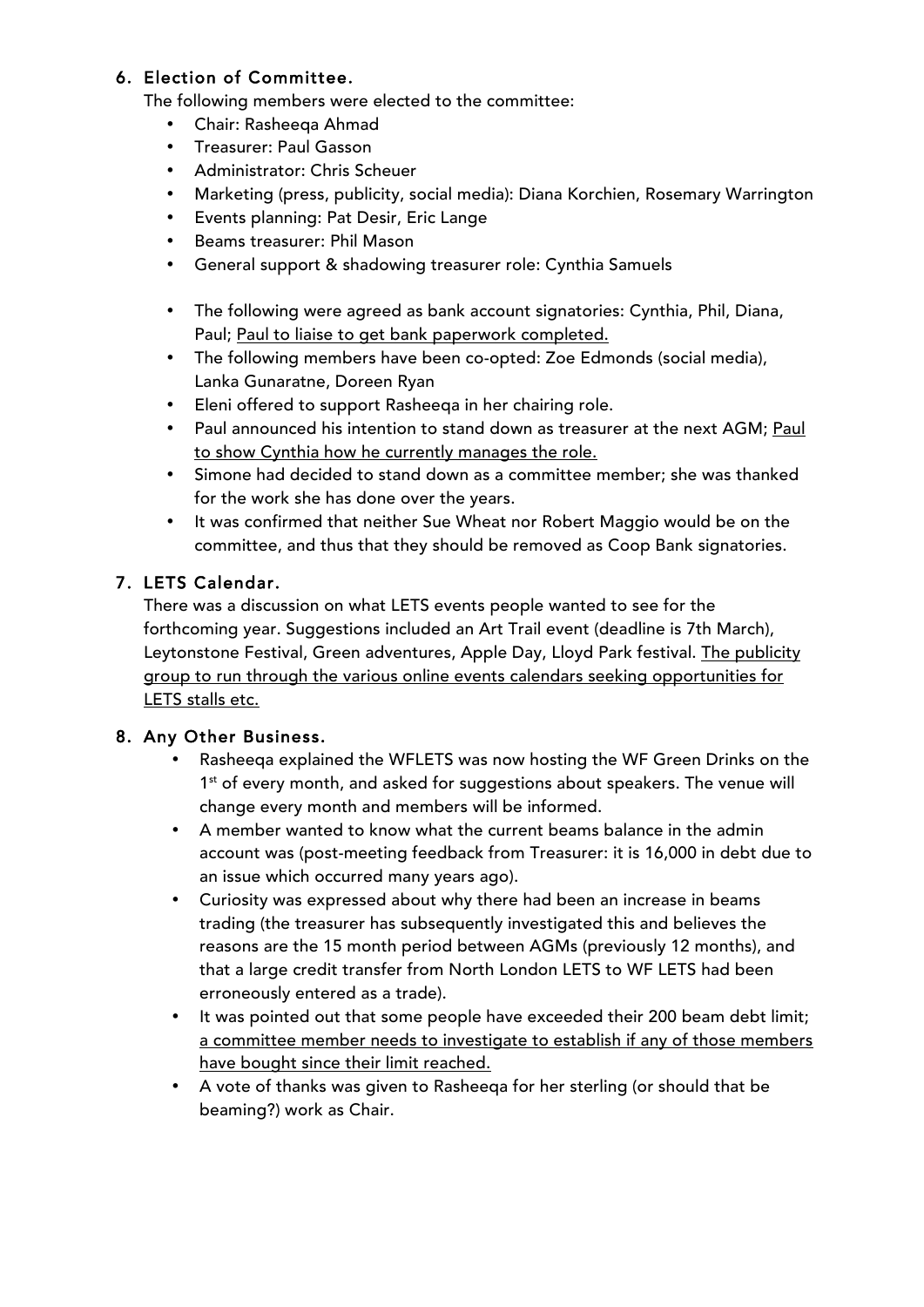## 6. Election of Committee.

The following members were elected to the committee:

- Chair: Rasheeqa Ahmad
- Treasurer: Paul Gasson
- Administrator: Chris Scheuer
- Marketing (press, publicity, social media): Diana Korchien, Rosemary Warrington
- Events planning: Pat Desir, Eric Lange
- Beams treasurer: Phil Mason
- General support & shadowing treasurer role: Cynthia Samuels

- The following were agreed as bank account signatories: Cynthia, Phil, Diana, Paul; <u>Paul to liaise to get bank paperwork completed.</u>
- The following members have been co-opted: Zoe Edmonds (social media), Lanka Gunaratne, Doreen Ryan
- Eleni offered to support Rasheeqa in her chairing role.
- Paul announced his intention to stand down as treasurer at the next AGM; <u>Paul to show Cynthia how he currently manages the role.</u>
- Simone had decided to stand down as a committee member; she was thanked for the work she has done over the years.
- It was confirmed that neither Sue Wheat nor Robert Maggio would be on the committee, and thus that they should be removed as Coop Bank signatories.

## 7. LETS Calendar.

There was a discussion on what LETS events people wanted to see for the forthcoming year. Suggestions included an Art Trail event (deadline is 7th March), Leytonstone Festival, Green adventures, Apple Day, Lloyd Park festival. <u>The publicity group to run through the various online events calendars seeking opportunities for LETS stalls etc.</u>

## 8. Any Other Business.

- Rasheeqa explained the WFLETS was now hosting the WF Green Drinks on the 1st of every month, and asked for suggestions about speakers. The venue will change every month and members will be informed.
- A member wanted to know what the current beams balance in the admin account was (post-meeting feedback from Treasurer: it is 16,000 in debt due to an issue which occurred many years ago).
- Curiosity was expressed about why there had been an increase in beams trading (the treasurer has subsequently investigated this and believes the reasons are the 15 month period between AGMs (previously 12 months), and that a large credit transfer from North London LETS to WF LETS had been erroneously entered as a trade).
- It was pointed out that some people have exceeded their 200 beam debt limit; <u>a committee member needs to investigate to establish if any of those members have bought since their limit reached.</u>
- A vote of thanks was given to Rasheeqa for her sterling (or should that be beaming?) work as Chair.